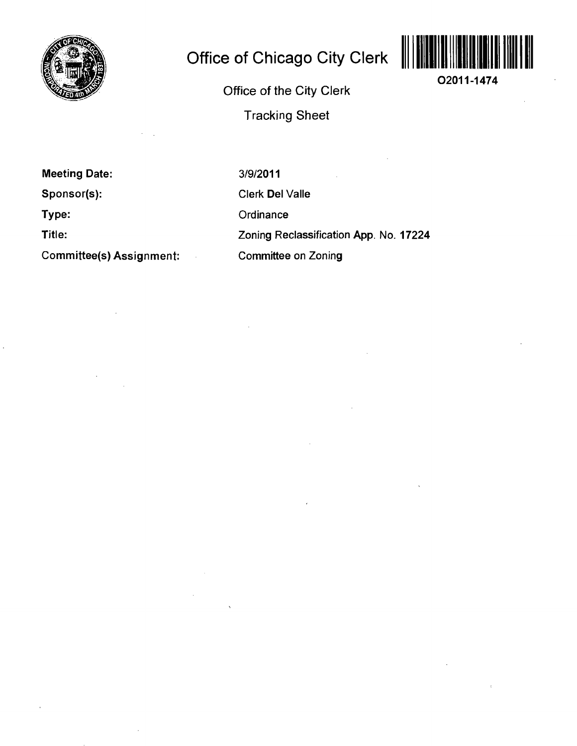# Office of Chicago City Clerk

O2011-1474

Office of the City Clerk

Tracking Sheet

| | |
|---|---|
| **Meeting Date:** | 3/9/2011 |
| **Sponsor(s):** | Clerk Del Valle |
| **Type:** | Ordinance |
| **Title:** | Zoning Reclassification App. No. 17224 |
| **Committee(s) Assignment:** | Committee on Zoning |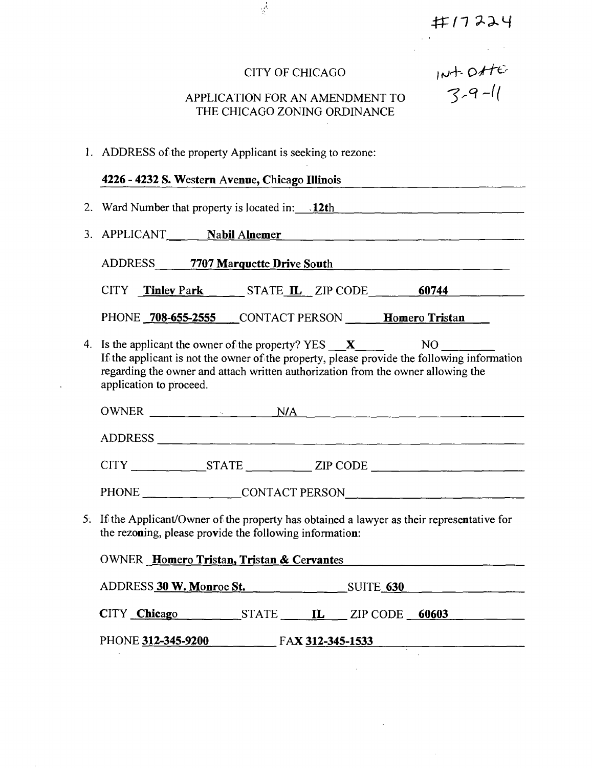#17224

Int. Date
3-9-11

CITY OF CHICAGO

APPLICATION FOR AN AMENDMENT TO THE CHICAGO ZONING ORDINANCE

1. ADDRESS of the property Applicant is seeking to rezone:

   **4226 - 4232 S. Western Avenue, Chicago Illinois**

2. Ward Number that property is located in: **12th**

3. APPLICANT **Nabil Alnemer**

   ADDRESS **7707 Marquette Drive South**

   CITY **Tinley Park** STATE **IL** ZIP CODE **60744**

   PHONE **708-655-2555** CONTACT PERSON **Homero Tristan**

4. Is the applicant the owner of the property? YES **X** NO ____
   If the applicant is not the owner of the property, please provide the following information regarding the owner and attach written authorization from the owner allowing the application to proceed.

   OWNER N/A

   ADDRESS ____

   CITY ____ STATE ____ ZIP CODE ____

   PHONE ____ CONTACT PERSON ____

5. If the Applicant/Owner of the property has obtained a lawyer as their representative for the rezoning, please provide the following information:

   OWNER **Homero Tristan, Tristan & Cervantes**

   ADDRESS **30 W. Monroe St.** SUITE **630**

   CITY **Chicago** STATE **IL** ZIP CODE **60603**

   PHONE **312-345-9200** FAX **312-345-1533**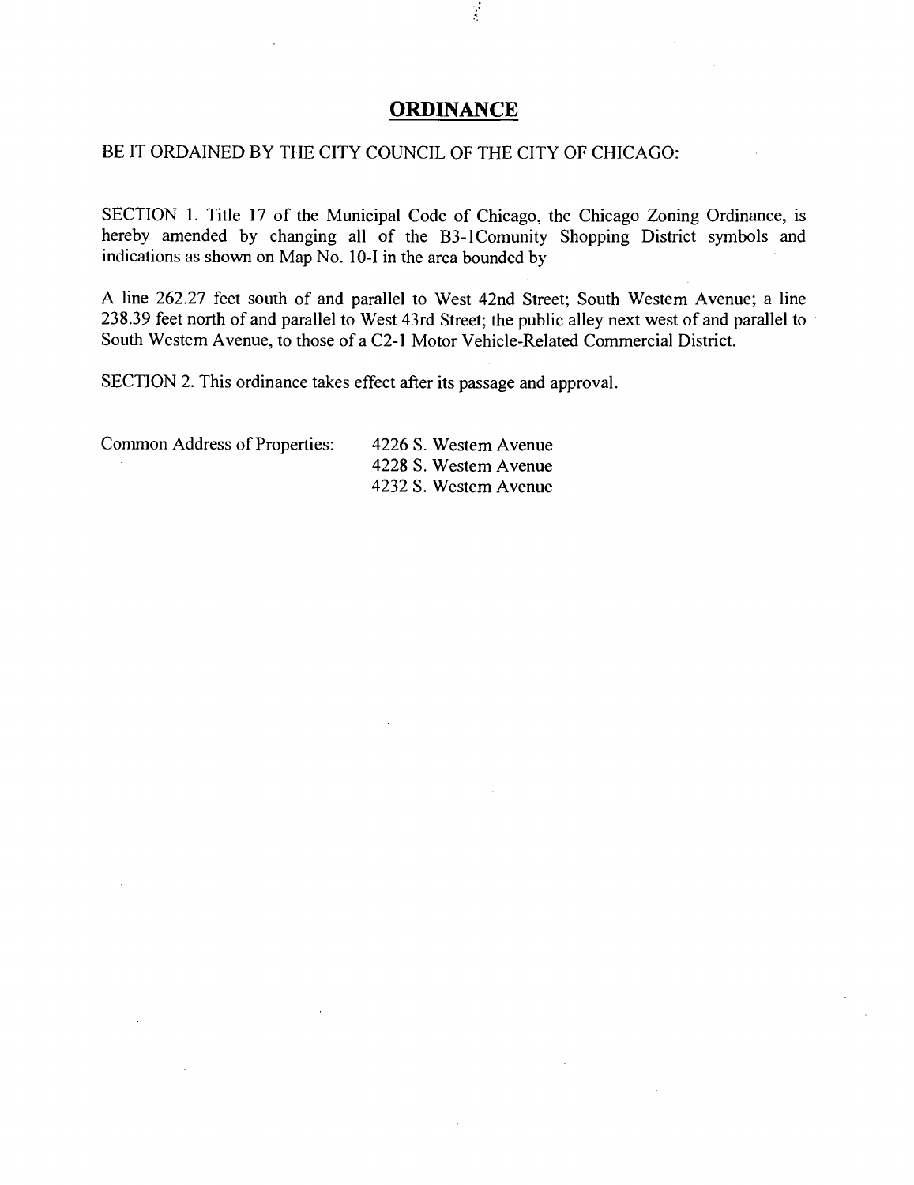# ORDINANCE

BE IT ORDAINED BY THE CITY COUNCIL OF THE CITY OF CHICAGO:

SECTION 1. Title 17 of the Municipal Code of Chicago, the Chicago Zoning Ordinance, is hereby amended by changing all of the B3-1Comunity Shopping District symbols and indications as shown on Map No. 10-I in the area bounded by

A line 262.27 feet south of and parallel to West 42nd Street; South Westem Avenue; a line 238.39 feet north of and parallel to West 43rd Street; the public alley next west of and parallel to South Westem Avenue, to those of a C2-1 Motor Vehicle-Related Commercial District.

SECTION 2. This ordinance takes effect after its passage and approval.

Common Address of Properties: 4226 S. Westem Avenue
4228 S. Westem Avenue
4232 S. Westem Avenue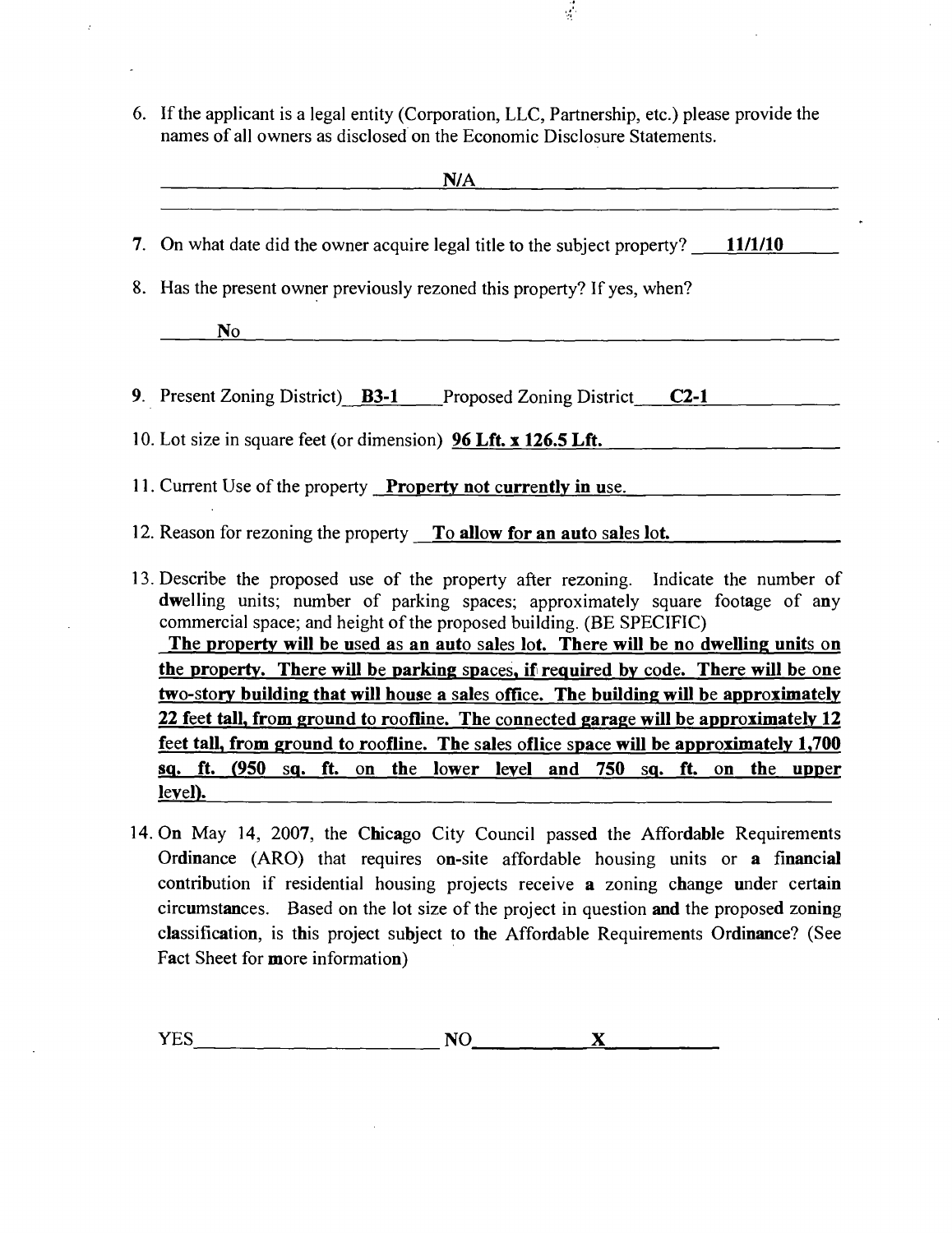6. If the applicant is a legal entity (Corporation, LLC, Partnership, etc.) please provide the names of all owners as disclosed on the Economic Disclosure Statements.

   N/A

7. On what date did the owner acquire legal title to the subject property? **11/1/10**

8. Has the present owner previously rezoned this property? If yes, when?

   No

9. Present Zoning District) **B3-1** Proposed Zoning District **C2-1**

10. Lot size in square feet (or dimension) **96 Lft. x 126.5 Lft.**

11. Current Use of the property **Property not currently in use.**

12. Reason for rezoning the property **To allow for an auto sales lot.**

13. Describe the proposed use of the property after rezoning. Indicate the number of dwelling units; number of parking spaces; approximately square footage of any commercial space; and height of the proposed building. (BE SPECIFIC)
    **The property will be used as an auto sales lot. There will be no dwelling units on the property. There will be parking spaces, if required by code. There will be one two-story building that will house a sales office. The building will be approximately 22 feet tall, from ground to roofline. The connected garage will be approximately 12 feet tall, from ground to roofline. The sales office space will be approximately 1,700 sq. ft. (950 sq. ft. on the lower level and 750 sq. ft. on the upper level).**

14. On May 14, 2007, the Chicago City Council passed the Affordable Requirements Ordinance (ARO) that requires on-site affordable housing units or a financial contribution if residential housing projects receive a zoning change under certain circumstances. Based on the lot size of the project in question and the proposed zoning classification, is this project subject to the Affordable Requirements Ordinance? (See Fact Sheet for more information)

YES \_\_\_\_\_\_\_\_\_\_ NO **X**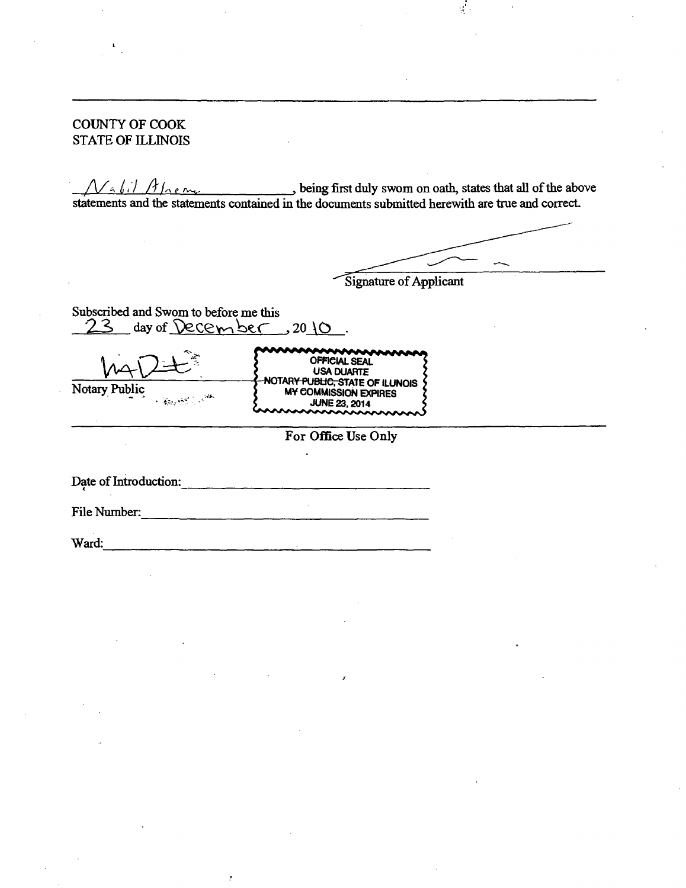COUNTY OF COOK
STATE OF ILLINOIS

Nabil Alnem, being first duly sworn on oath, states that all of the above statements and the statements contained in the documents submitted herewith are true and correct.

Signature of Applicant

Subscribed and Sworn to before me this
23 day of December, 2010.

Notary Public

OFFICIAL SEAL
USA DUARTE
NOTARY PUBLIC, STATE OF ILLINOIS
MY COMMISSION EXPIRES
JUNE 23, 2014

For Office Use Only

Date of Introduction: ____________________

File Number: ____________________

Ward: ____________________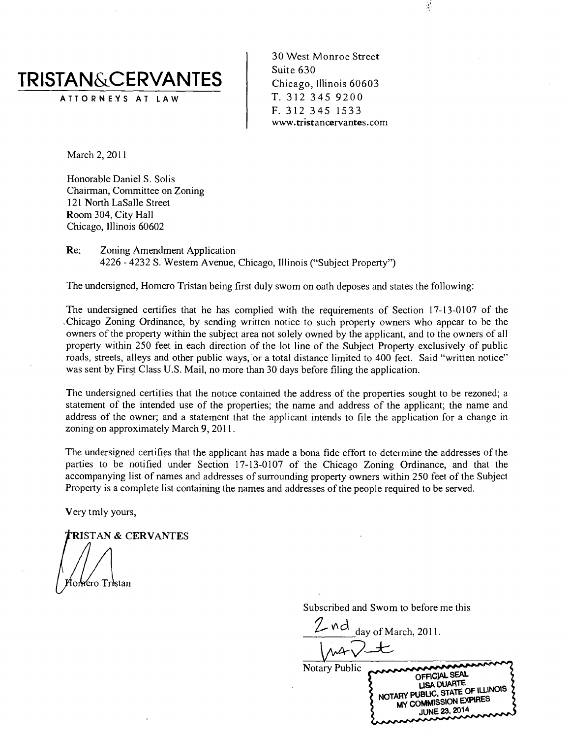**TRISTAN&CERVANTES**

ATTORNEYS AT LAW

30 West Monroe Street
Suite 630
Chicago, Illinois 60603
T. 312 345 9200
F. 312 345 1533
www.tristancervantes.com

March 2, 2011

Honorable Daniel S. Solis
Chairman, Committee on Zoning
121 North LaSalle Street
Room 304, City Hall
Chicago, Illinois 60602

Re: Zoning Amendment Application
4226 - 4232 S. Western Avenue, Chicago, Illinois ("Subject Property")

The undersigned, Homero Tristan being first duly sworn on oath deposes and states the following:

The undersigned certifies that he has complied with the requirements of Section 17-13-0107 of the Chicago Zoning Ordinance, by sending written notice to such property owners who appear to be the owners of the property within the subject area not solely owned by the applicant, and to the owners of all property within 250 feet in each direction of the lot line of the Subject Property exclusively of public roads, streets, alleys and other public ways, or a total distance limited to 400 feet. Said "written notice" was sent by First Class U.S. Mail, no more than 30 days before filing the application.

The undersigned certifies that the notice contained the address of the properties sought to be rezoned; a statement of the intended use of the properties; the name and address of the applicant; the name and address of the owner; and a statement that the applicant intends to file the application for a change in zoning on approximately March 9, 2011.

The undersigned certifies that the applicant has made a bona fide effort to determine the addresses of the parties to be notified under Section 17-13-0107 of the Chicago Zoning Ordinance, and that the accompanying list of names and addresses of surrounding property owners within 250 feet of the Subject Property is a complete list containing the names and addresses of the people required to be served.

Very truly yours,

TRISTAN & CERVANTES

Homero Tristan

Subscribed and Sworn to before me this

2nd day of March, 2011.

Notary Public

OFFICIAL SEAL
LISA DUARTE
NOTARY PUBLIC, STATE OF ILLINOIS
MY COMMISSION EXPIRES
JUNE 23, 2014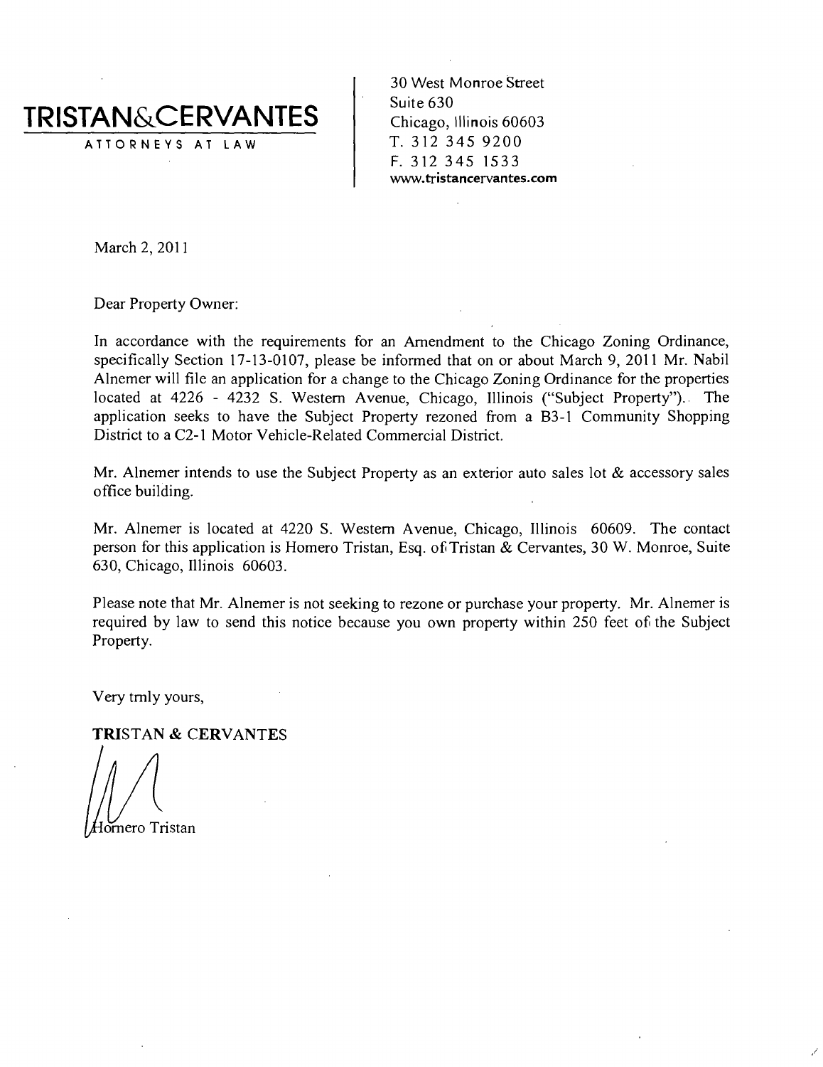# TRISTAN&CERVANTES

ATTORNEYS AT LAW

30 West Monroe Street
Suite 630
Chicago, Illinois 60603
T. 312 345 9200
F. 312 345 1533
www.tristancervantes.com

March 2, 2011

Dear Property Owner:

In accordance with the requirements for an Amendment to the Chicago Zoning Ordinance, specifically Section 17-13-0107, please be informed that on or about March 9, 2011 Mr. Nabil Alnemer will file an application for a change to the Chicago Zoning Ordinance for the properties located at 4226 - 4232 S. Western Avenue, Chicago, Illinois ("Subject Property"). The application seeks to have the Subject Property rezoned from a B3-1 Community Shopping District to a C2-1 Motor Vehicle-Related Commercial District.

Mr. Alnemer intends to use the Subject Property as an exterior auto sales lot & accessory sales office building.

Mr. Alnemer is located at 4220 S. Western Avenue, Chicago, Illinois 60609. The contact person for this application is Homero Tristan, Esq. of Tristan & Cervantes, 30 W. Monroe, Suite 630, Chicago, Illinois 60603.

Please note that Mr. Alnemer is not seeking to rezone or purchase your property. Mr. Alnemer is required by law to send this notice because you own property within 250 feet of the Subject Property.

Very truly yours,

**TRISTAN & CERVANTES**

Homero Tristan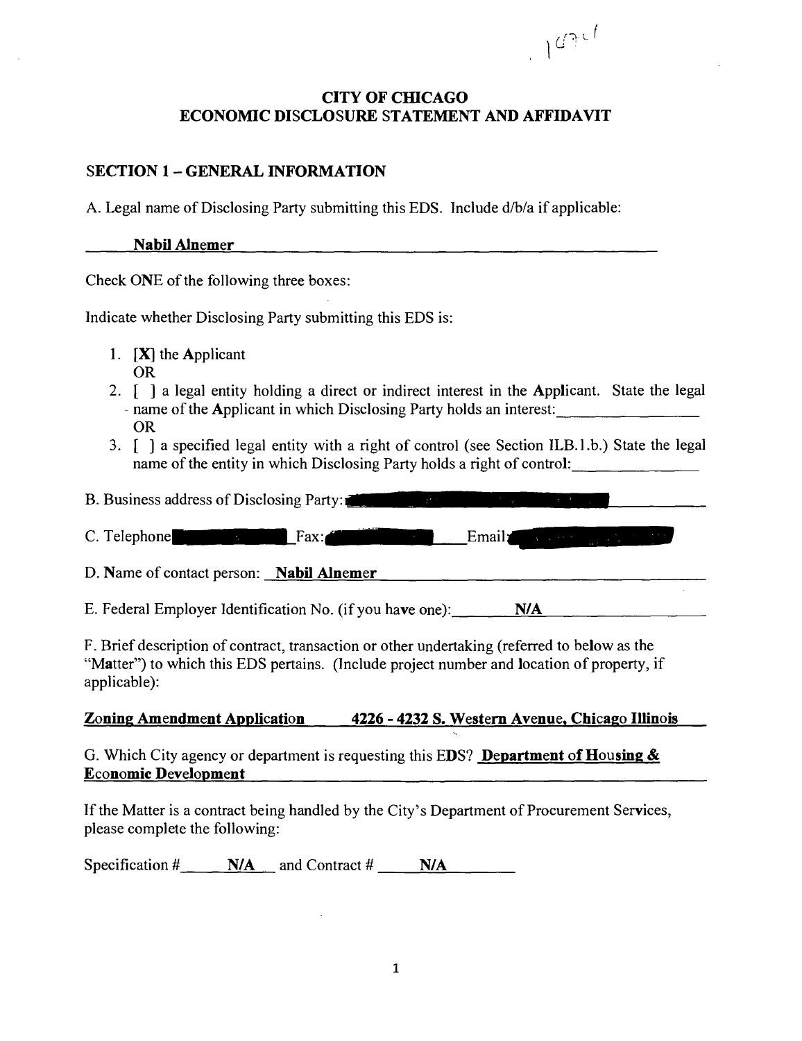# CITY OF CHICAGO
# ECONOMIC DISCLOSURE STATEMENT AND AFFIDAVIT

## SECTION 1 – GENERAL INFORMATION

A. Legal name of Disclosing Party submitting this EDS. Include d/b/a if applicable:

**Nabil Alnemer**

Check ONE of the following three boxes:

Indicate whether Disclosing Party submitting this EDS is:

1. [X] the Applicant
   OR
2. [ ] a legal entity holding a direct or indirect interest in the Applicant. State the legal name of the Applicant in which Disclosing Party holds an interest:\_\_\_\_\_\_\_\_\_\_\_\_\_\_\_\_
   OR
3. [ ] a specified legal entity with a right of control (see Section II.B.1.b.) State the legal name of the entity in which Disclosing Party holds a right of control:\_\_\_\_\_\_\_\_\_\_\_\_\_\_\_\_

B. Business address of Disclosing Party: [REDACTED]

C. Telephone [REDACTED] Fax: [REDACTED] Email: [REDACTED]

D. Name of contact person: **Nabil Alnemer**

E. Federal Employer Identification No. (if you have one): **N/A**

F. Brief description of contract, transaction or other undertaking (referred to below as the "Matter") to which this EDS pertains. (Include project number and location of property, if applicable):

**Zoning Amendment Application 4226 - 4232 S. Western Avenue, Chicago Illinois**

G. Which City agency or department is requesting this EDS? **Department of Housing & Economic Development**

If the Matter is a contract being handled by the City's Department of Procurement Services, please complete the following:

Specification # **N/A** and Contract # **N/A**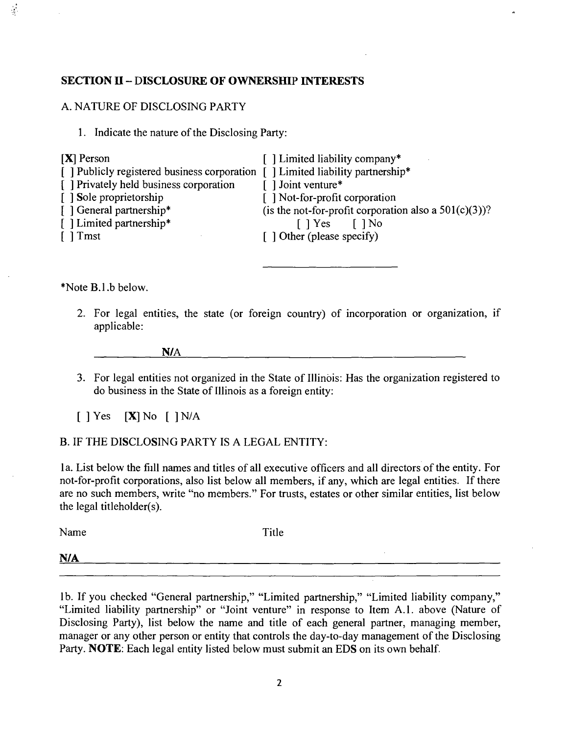## SECTION II – DISCLOSURE OF OWNERSHIP INTERESTS

A. NATURE OF DISCLOSING PARTY

1. Indicate the nature of the Disclosing Party:

[X] Person
[ ] Publicly registered business corporation
[ ] Privately held business corporation
[ ] Sole proprietorship
[ ] General partnership*
[ ] Limited partnership*
[ ] Tmst
[ ] Limited liability company*
[ ] Limited liability partnership*
[ ] Joint venture*
[ ] Not-for-profit corporation
(is the not-for-profit corporation also a 501(c)(3))?
[ ] Yes [ ] No
[ ] Other (please specify)

______________________

*Note B.1.b below.

2. For legal entities, the state (or foreign country) of incorporation or organization, if applicable:

N/A

3. For legal entities not organized in the State of Illinois: Has the organization registered to do business in the State of Illinois as a foreign entity:

[ ] Yes [X] No [ ] N/A

B. IF THE DISCLOSING PARTY IS A LEGAL ENTITY:

1a. List below the fiill names and titles of all executive officers and all directors of the entity. For not-for-profit corporations, also list below all members, if any, which are legal entities. If there are no such members, write "no members." For trusts, estates or other similar entities, list below the legal titleholder(s).

| Name | Title |
|---|---|
| **N/A** | |

1b. If you checked "General partnership," "Limited partnership," "Limited liability company," "Limited liability partnership" or "Joint venture" in response to Item A.1. above (Nature of Disclosing Party), list below the name and title of each general partner, managing member, manager or any other person or entity that controls the day-to-day management of the Disclosing Party. **NOTE**: Each legal entity listed below must submit an EDS on its own behalf.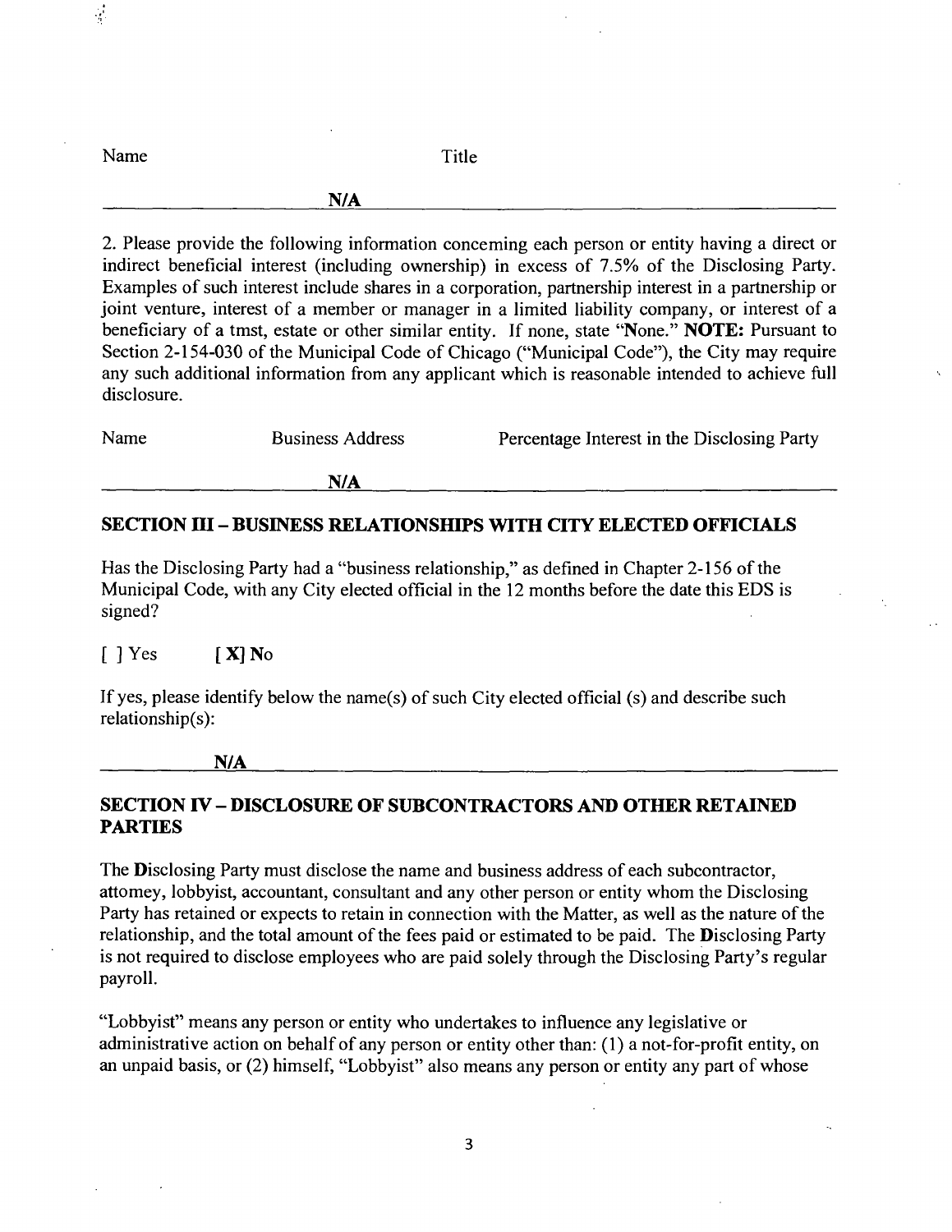| Name | Title |
|---|---|
| N/A | |

2. Please provide the following information concerning each person or entity having a direct or indirect beneficial interest (including ownership) in excess of 7.5% of the Disclosing Party. Examples of such interest include shares in a corporation, partnership interest in a partnership or joint venture, interest of a member or manager in a limited liability company, or interest of a beneficiary of a tmst, estate or other similar entity. If none, state "None." **NOTE:** Pursuant to Section 2-154-030 of the Municipal Code of Chicago ("Municipal Code"), the City may require any such additional information from any applicant which is reasonable intended to achieve full disclosure.

| Name | Business Address | Percentage Interest in the Disclosing Party |
|---|---|---|
| | N/A | |

## SECTION III – BUSINESS RELATIONSHIPS WITH CITY ELECTED OFFICIALS

Has the Disclosing Party had a "business relationship," as defined in Chapter 2-156 of the Municipal Code, with any City elected official in the 12 months before the date this EDS is signed?

[ ] Yes  **[ X] No**

If yes, please identify below the name(s) of such City elected official (s) and describe such relationship(s):

**N/A**

## SECTION IV – DISCLOSURE OF SUBCONTRACTORS AND OTHER RETAINED PARTIES

The Disclosing Party must disclose the name and business address of each subcontractor, attomey, lobbyist, accountant, consultant and any other person or entity whom the Disclosing Party has retained or expects to retain in connection with the Matter, as well as the nature of the relationship, and the total amount of the fees paid or estimated to be paid. The Disclosing Party is not required to disclose employees who are paid solely through the Disclosing Party's regular payroll.

"Lobbyist" means any person or entity who undertakes to influence any legislative or administrative action on behalf of any person or entity other than: (1) a not-for-profit entity, on an unpaid basis, or (2) himself, "Lobbyist" also means any person or entity any part of whose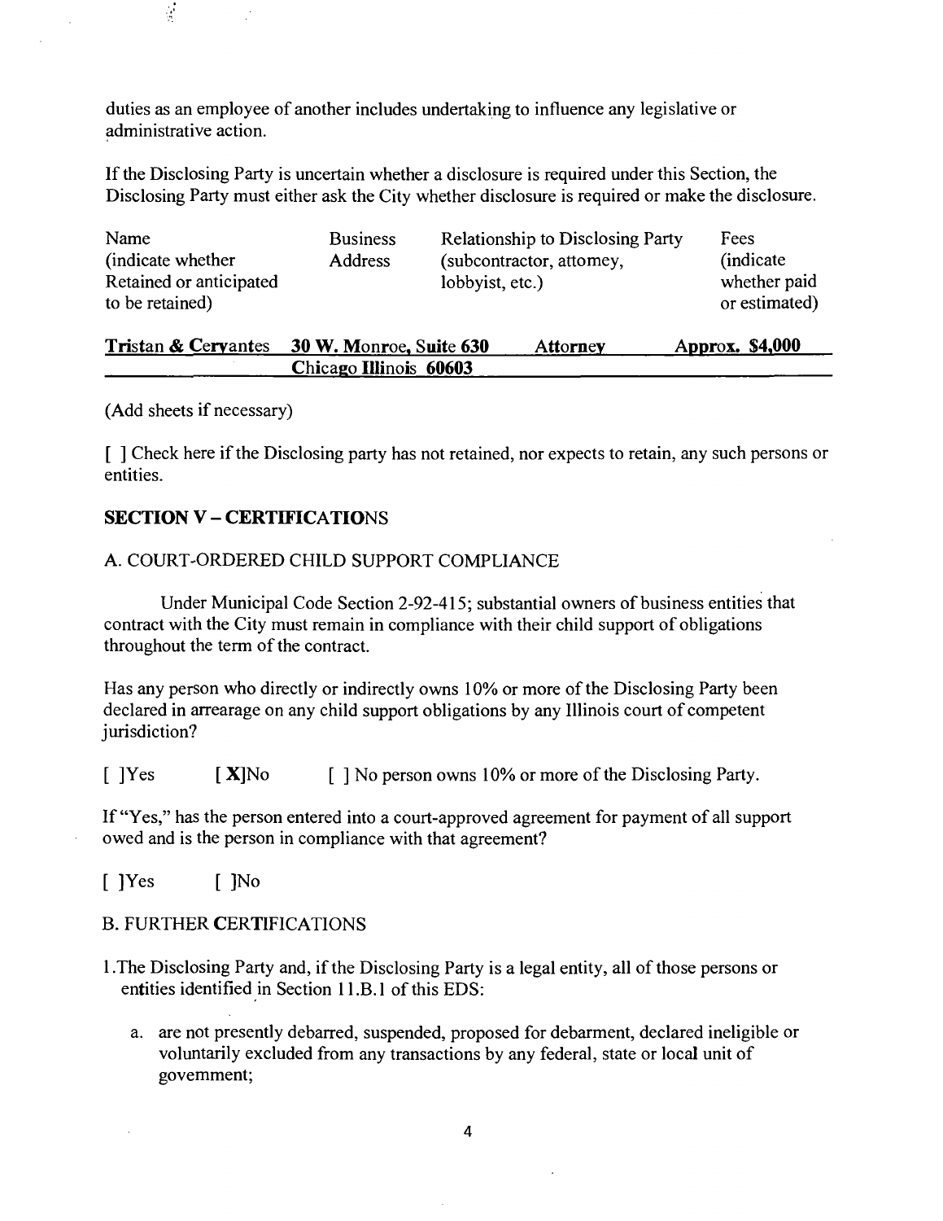duties as an employee of another includes undertaking to influence any legislative or administrative action.

If the Disclosing Party is uncertain whether a disclosure is required under this Section, the Disclosing Party must either ask the City whether disclosure is required or make the disclosure.

| Name (indicate whether Retained or anticipated to be retained) | Business Address | Relationship to Disclosing Party (subcontractor, attorney, lobbyist, etc.) | Fees (indicate whether paid or estimated) |
|---|---|---|---|
| **Tristan & Cervantes** | **30 W. Monroe, Suite 630 Chicago Illinois 60603** | **Attorney** | **Approx. $4,000** |

(Add sheets if necessary)

[ ] Check here if the Disclosing party has not retained, nor expects to retain, any such persons or entities.

## SECTION V – CERTIFICATIONS

### A. COURT-ORDERED CHILD SUPPORT COMPLIANCE

Under Municipal Code Section 2-92-415; substantial owners of business entities that contract with the City must remain in compliance with their child support of obligations throughout the term of the contract.

Has any person who directly or indirectly owns 10% or more of the Disclosing Party been declared in arrearage on any child support obligations by any Illinois court of competent jurisdiction?

[ ]Yes **[X]**No [ ] No person owns 10% or more of the Disclosing Party.

If "Yes," has the person entered into a court-approved agreement for payment of all support owed and is the person in compliance with that agreement?

[ ]Yes [ ]No

### B. FURTHER CERTIFICATIONS

1. The Disclosing Party and, if the Disclosing Party is a legal entity, all of those persons or entities identified in Section II.B.1 of this EDS:

   a. are not presently debarred, suspended, proposed for debarment, declared ineligible or voluntarily excluded from any transactions by any federal, state or local unit of government;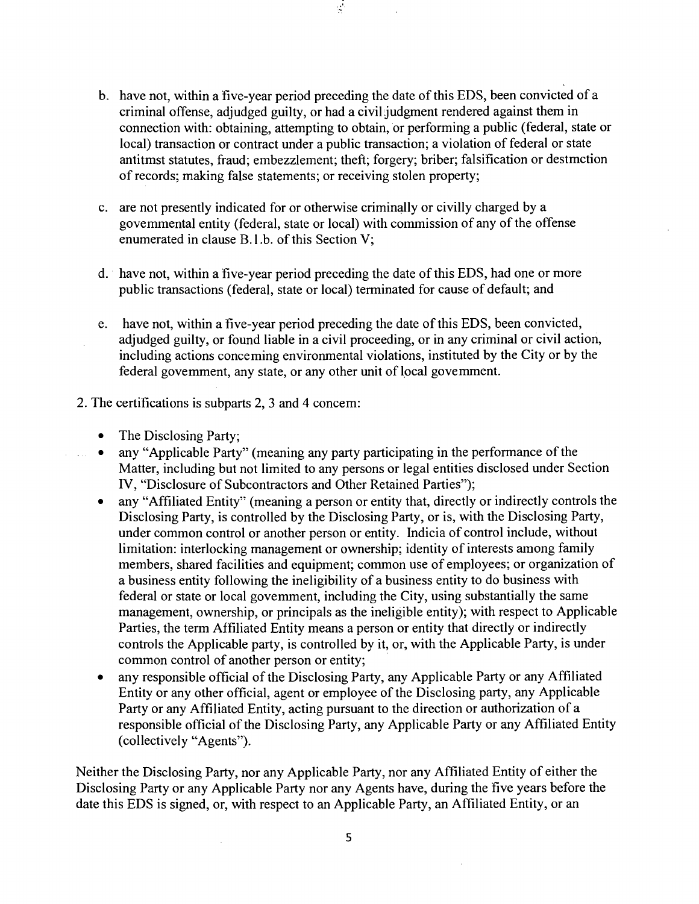b. have not, within a five-year period preceding the date of this EDS, been convicted of a criminal offense, adjudged guilty, or had a civil judgment rendered against them in connection with: obtaining, attempting to obtain, or performing a public (federal, state or local) transaction or contract under a public transaction; a violation of federal or state antitmst statutes, fraud; embezzlement; theft; forgery; briber; falsification or destmction of records; making false statements; or receiving stolen property;

c. are not presently indicated for or otherwise criminally or civilly charged by a govemmental entity (federal, state or local) with commission of any of the offense enumerated in clause B.1.b. of this Section V;

d. have not, within a five-year period preceding the date of this EDS, had one or more public transactions (federal, state or local) terminated for cause of default; and

e. have not, within a five-year period preceding the date of this EDS, been convicted, adjudged guilty, or found liable in a civil proceeding, or in any criminal or civil action, including actions conceming environmental violations, instituted by the City or by the federal govemment, any state, or any other unit of local govemment.

2. The certifications is subparts 2, 3 and 4 concem:

- The Disclosing Party;
- any "Applicable Party" (meaning any party participating in the performance of the Matter, including but not limited to any persons or legal entities disclosed under Section IV, "Disclosure of Subcontractors and Other Retained Parties");
- any "Affiliated Entity" (meaning a person or entity that, directly or indirectly controls the Disclosing Party, is controlled by the Disclosing Party, or is, with the Disclosing Party, under common control or another person or entity. Indicia of control include, without limitation: interlocking management or ownership; identity of interests among family members, shared facilities and equipment; common use of employees; or organization of a business entity following the ineligibility of a business entity to do business with federal or state or local govemment, including the City, using substantially the same management, ownership, or principals as the ineligible entity); with respect to Applicable Parties, the term Affiliated Entity means a person or entity that directly or indirectly controls the Applicable party, is controlled by it, or, with the Applicable Party, is under common control of another person or entity;
- any responsible official of the Disclosing Party, any Applicable Party or any Affiliated Entity or any other official, agent or employee of the Disclosing party, any Applicable Party or any Affiliated Entity, acting pursuant to the direction or authorization of a responsible official of the Disclosing Party, any Applicable Party or any Affiliated Entity (collectively "Agents").

Neither the Disclosing Party, nor any Applicable Party, nor any Affiliated Entity of either the Disclosing Party or any Applicable Party nor any Agents have, during the five years before the date this EDS is signed, or, with respect to an Applicable Party, an Affiliated Entity, or an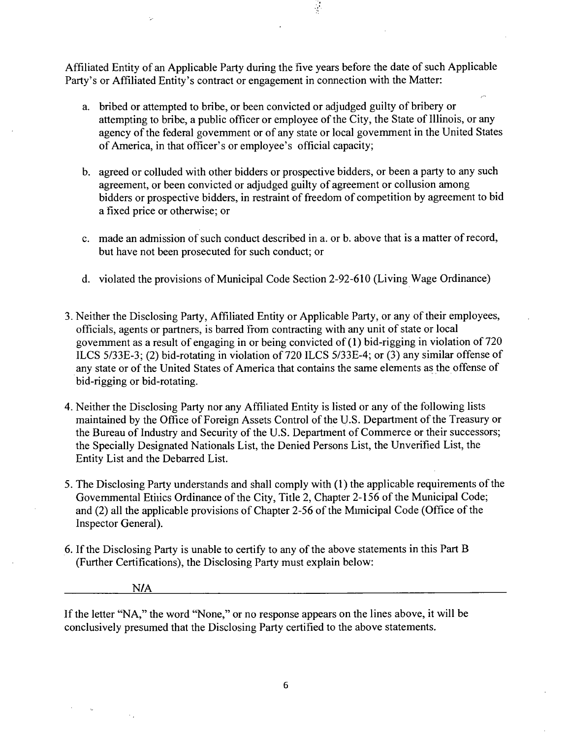Affiliated Entity of an Applicable Party during the five years before the date of such Applicable Party's or Affiliated Entity's contract or engagement in connection with the Matter:

a. bribed or attempted to bribe, or been convicted or adjudged guilty of bribery or attempting to bribe, a public officer or employee of the City, the State of Illinois, or any agency of the federal government or of any state or local government in the United States of America, in that officer's or employee's official capacity;

b. agreed or colluded with other bidders or prospective bidders, or been a party to any such agreement, or been convicted or adjudged guilty of agreement or collusion among bidders or prospective bidders, in restraint of freedom of competition by agreement to bid a fixed price or otherwise; or

c. made an admission of such conduct described in a. or b. above that is a matter of record, but have not been prosecuted for such conduct; or

d. violated the provisions of Municipal Code Section 2-92-610 (Living Wage Ordinance)

3. Neither the Disclosing Party, Affiliated Entity or Applicable Party, or any of their employees, officials, agents or partners, is barred from contracting with any unit of state or local government as a result of engaging in or being convicted of (1) bid-rigging in violation of 720 ILCS 5/33E-3; (2) bid-rotating in violation of 720 ILCS 5/33E-4; or (3) any similar offense of any state or of the United States of America that contains the same elements as the offense of bid-rigging or bid-rotating.

4. Neither the Disclosing Party nor any Affiliated Entity is listed or any of the following lists maintained by the Office of Foreign Assets Control of the U.S. Department of the Treasury or the Bureau of Industry and Security of the U.S. Department of Commerce or their successors; the Specially Designated Nationals List, the Denied Persons List, the Unverified List, the Entity List and the Debarred List.

5. The Disclosing Party understands and shall comply with (1) the applicable requirements of the Governmental Etiiics Ordinance of the City, Title 2, Chapter 2-156 of the Municipal Code; and (2) all the applicable provisions of Chapter 2-56 of the Mimicipal Code (Office of the Inspector General).

6. If the Disclosing Party is unable to certify to any of the above statements in this Part B (Further Certifications), the Disclosing Party must explain below:

N/A

If the letter "NA," the word "None," or no response appears on the lines above, it will be conclusively presumed that the Disclosing Party certified to the above statements.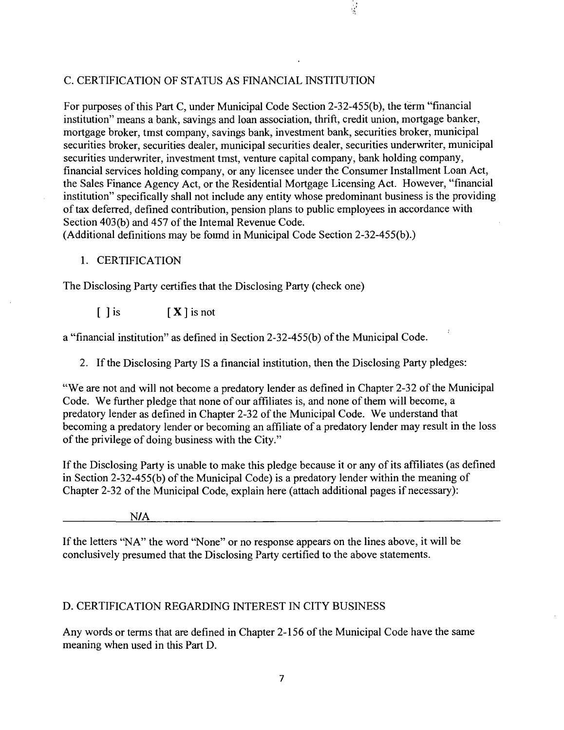## C. CERTIFICATION OF STATUS AS FINANCIAL INSTITUTION

For purposes of this Part C, under Municipal Code Section 2-32-455(b), the term "financial institution" means a bank, savings and loan association, thrift, credit union, mortgage banker, mortgage broker, tmst company, savings bank, investment bank, securities broker, municipal securities broker, securities dealer, municipal securities dealer, securities underwriter, municipal securities underwriter, investment tmst, venture capital company, bank holding company, financial services holding company, or any licensee under the Consumer Installment Loan Act, the Sales Finance Agency Act, or the Residential Mortgage Licensing Act. However, "financial institution" specifically shall not include any entity whose predominant business is the providing of tax deferred, defined contribution, pension plans to public employees in accordance with Section 403(b) and 457 of the Intemal Revenue Code.
(Additional definitions may be foimd in Municipal Code Section 2-32-455(b).)

1. CERTIFICATION

The Disclosing Party certifies that the Disclosing Party (check one)

[ ] is [**X**] is not

a "financial institution" as defined in Section 2-32-455(b) of the Municipal Code.

2. If the Disclosing Party IS a financial institution, then the Disclosing Party pledges:

"We are not and will not become a predatory lender as defined in Chapter 2-32 of the Municipal Code. We further pledge that none of our affiliates is, and none of them will become, a predatory lender as defined in Chapter 2-32 of the Municipal Code. We understand that becoming a predatory lender or becoming an affiliate of a predatory lender may result in the loss of the privilege of doing business with the City."

If the Disclosing Party is unable to make this pledge because it or any of its affiliates (as defined in Section 2-32-455(b) of the Municipal Code) is a predatory lender within the meaning of Chapter 2-32 of the Municipal Code, explain here (attach additional pages if necessary):

N/A

If the letters "NA" the word "None" or no response appears on the lines above, it will be conclusively presumed that the Disclosing Party certified to the above statements.

## D. CERTIFICATION REGARDING INTEREST IN CITY BUSINESS

Any words or terms that are defined in Chapter 2-156 of the Municipal Code have the same meaning when used in this Part D.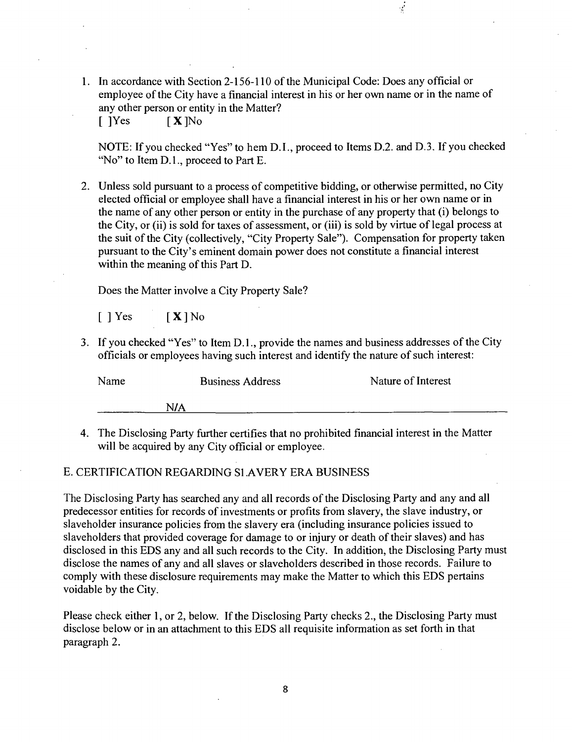1. In accordance with Section 2-156-110 of the Municipal Code: Does any official or employee of the City have a financial interest in his or her own name or in the name of any other person or entity in the Matter?

   [ ]Yes [ **X** ]No

   NOTE: If you checked "Yes" to hem D.I., proceed to Items D.2. and D.3. If you checked "No" to Item D.1., proceed to Part E.

2. Unless sold pursuant to a process of competitive bidding, or otherwise permitted, no City elected official or employee shall have a financial interest in his or her own name or in the name of any other person or entity in the purchase of any property that (i) belongs to the City, or (ii) is sold for taxes of assessment, or (iii) is sold by virtue of legal process at the suit of the City (collectively, "City Property Sale"). Compensation for property taken pursuant to the City's eminent domain power does not constitute a financial interest within the meaning of this Part D.

   Does the Matter involve a City Property Sale?

   [ ] Yes [ **X** ] No

3. If you checked "Yes" to Item D.1., provide the names and business addresses of the City officials or employees having such interest and identify the nature of such interest:

| Name | Business Address | Nature of Interest |
|---|---|---|
| | N/A | |

4. The Disclosing Party further certifies that no prohibited financial interest in the Matter will be acquired by any City official or employee.

## E. CERTIFICATION REGARDING SLAVERY ERA BUSINESS

The Disclosing Party has searched any and all records of the Disclosing Party and any and all predecessor entities for records of investments or profits from slavery, the slave industry, or slaveholder insurance policies from the slavery era (including insurance policies issued to slaveholders that provided coverage for damage to or injury or death of their slaves) and has disclosed in this EDS any and all such records to the City. In addition, the Disclosing Party must disclose the names of any and all slaves or slaveholders described in those records. Failure to comply with these disclosure requirements may make the Matter to which this EDS pertains voidable by the City.

Please check either 1, or 2, below. If the Disclosing Party checks 2., the Disclosing Party must disclose below or in an attachment to this EDS all requisite information as set forth in that paragraph 2.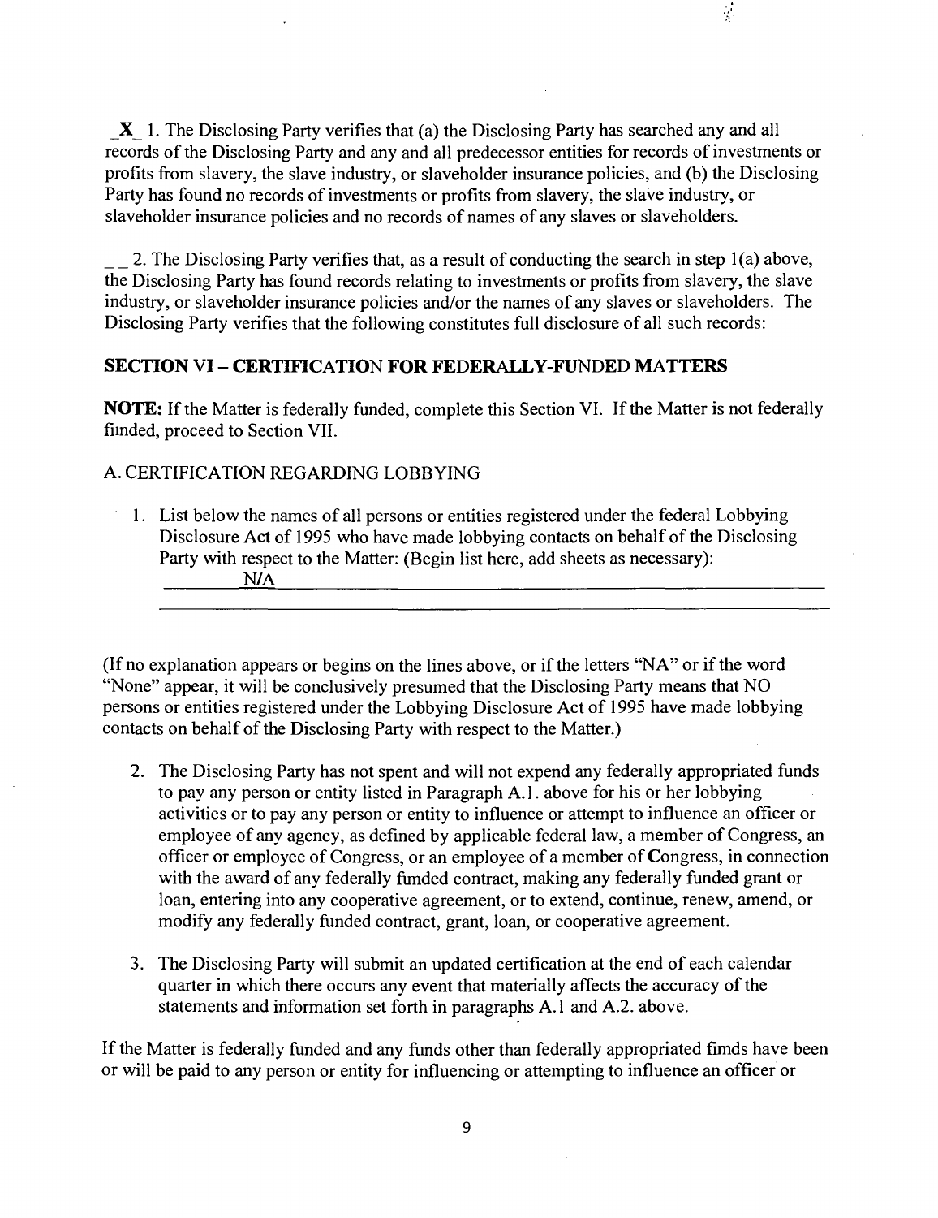_X_ 1. The Disclosing Party verifies that (a) the Disclosing Party has searched any and all records of the Disclosing Party and any and all predecessor entities for records of investments or profits from slavery, the slave industry, or slaveholder insurance policies, and (b) the Disclosing Party has found no records of investments or profits from slavery, the slave industry, or slaveholder insurance policies and no records of names of any slaves or slaveholders.

__ 2. The Disclosing Party verifies that, as a result of conducting the search in step 1(a) above, the Disclosing Party has found records relating to investments or profits from slavery, the slave industry, or slaveholder insurance policies and/or the names of any slaves or slaveholders. The Disclosing Party verifies that the following constitutes full disclosure of all such records:

## SECTION VI – CERTIFICATION FOR FEDERALLY-FUNDED MATTERS

**NOTE:** If the Matter is federally funded, complete this Section VI. If the Matter is not federally funded, proceed to Section VII.

A. CERTIFICATION REGARDING LOBBYING

1. List below the names of all persons or entities registered under the federal Lobbying Disclosure Act of 1995 who have made lobbying contacts on behalf of the Disclosing Party with respect to the Matter: (Begin list here, add sheets as necessary):
   N/A

(If no explanation appears or begins on the lines above, or if the letters "NA" or if the word "None" appear, it will be conclusively presumed that the Disclosing Party means that NO persons or entities registered under the Lobbying Disclosure Act of 1995 have made lobbying contacts on behalf of the Disclosing Party with respect to the Matter.)

2. The Disclosing Party has not spent and will not expend any federally appropriated funds to pay any person or entity listed in Paragraph A.1. above for his or her lobbying activities or to pay any person or entity to influence or attempt to influence an officer or employee of any agency, as defined by applicable federal law, a member of Congress, an officer or employee of Congress, or an employee of a member of Congress, in connection with the award of any federally funded contract, making any federally funded grant or loan, entering into any cooperative agreement, or to extend, continue, renew, amend, or modify any federally funded contract, grant, loan, or cooperative agreement.

3. The Disclosing Party will submit an updated certification at the end of each calendar quarter in which there occurs any event that materially affects the accuracy of the statements and information set forth in paragraphs A.1 and A.2. above.

If the Matter is federally funded and any funds other than federally appropriated funds have been or will be paid to any person or entity for influencing or attempting to influence an officer or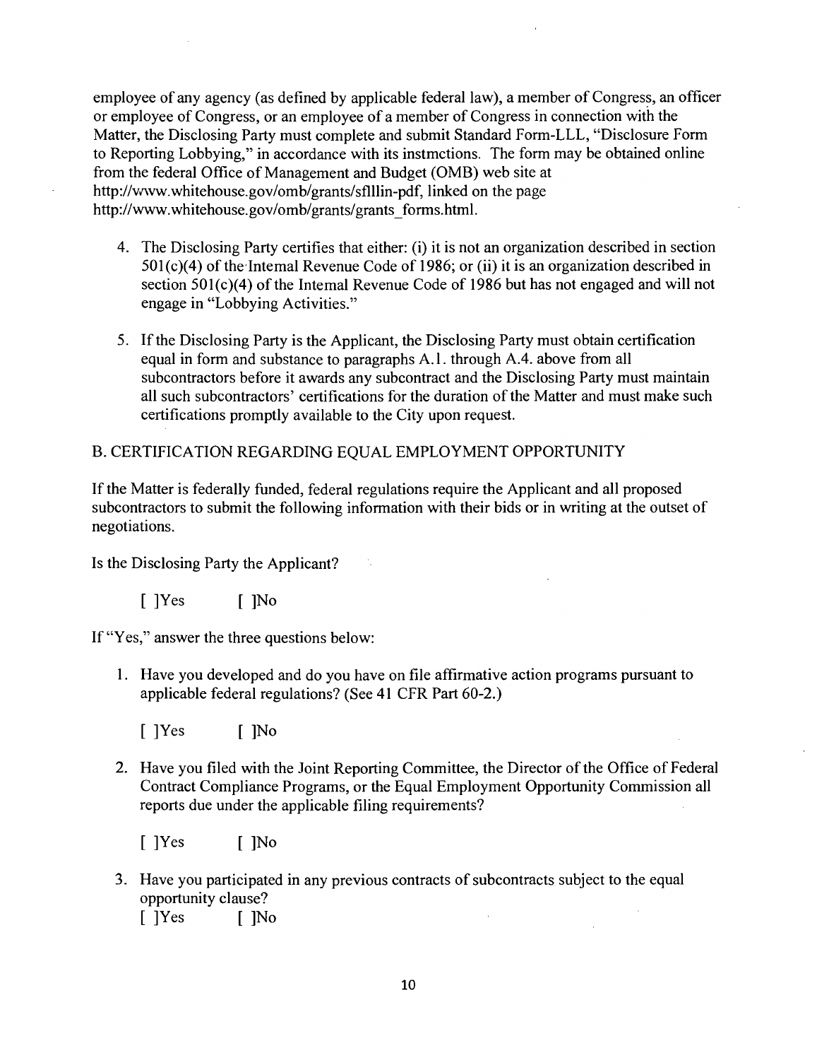employee of any agency (as defined by applicable federal law), a member of Congress, an officer or employee of Congress, or an employee of a member of Congress in connection with the Matter, the Disclosing Party must complete and submit Standard Form-LLL, "Disclosure Form to Reporting Lobbying," in accordance with its instmctions. The form may be obtained online from the federal Office of Management and Budget (OMB) web site at http://www.whitehouse.gov/omb/grants/sflllin-pdf, linked on the page http://www.whitehouse.gov/omb/grants/grants_forms.html.

4. The Disclosing Party certifies that either: (i) it is not an organization described in section 501(c)(4) of the Intemal Revenue Code of 1986; or (ii) it is an organization described in section 501(c)(4) of the Intemal Revenue Code of 1986 but has not engaged and will not engage in "Lobbying Activities."

5. If the Disclosing Party is the Applicant, the Disclosing Party must obtain certification equal in form and substance to paragraphs A.1. through A.4. above from all subcontractors before it awards any subcontract and the Disclosing Party must maintain all such subcontractors' certifications for the duration of the Matter and must make such certifications promptly available to the City upon request.

B. CERTIFICATION REGARDING EQUAL EMPLOYMENT OPPORTUNITY

If the Matter is federally funded, federal regulations require the Applicant and all proposed subcontractors to submit the following information with their bids or in writing at the outset of negotiations.

Is the Disclosing Party the Applicant?

[ ]Yes [ ]No

If "Yes," answer the three questions below:

1. Have you developed and do you have on file affirmative action programs pursuant to applicable federal regulations? (See 41 CFR Part 60-2.)

   [ ]Yes [ ]No

2. Have you filed with the Joint Reporting Committee, the Director of the Office of Federal Contract Compliance Programs, or the Equal Employment Opportunity Commission all reports due under the applicable filing requirements?

   [ ]Yes [ ]No

3. Have you participated in any previous contracts of subcontracts subject to the equal opportunity clause?

   [ ]Yes [ ]No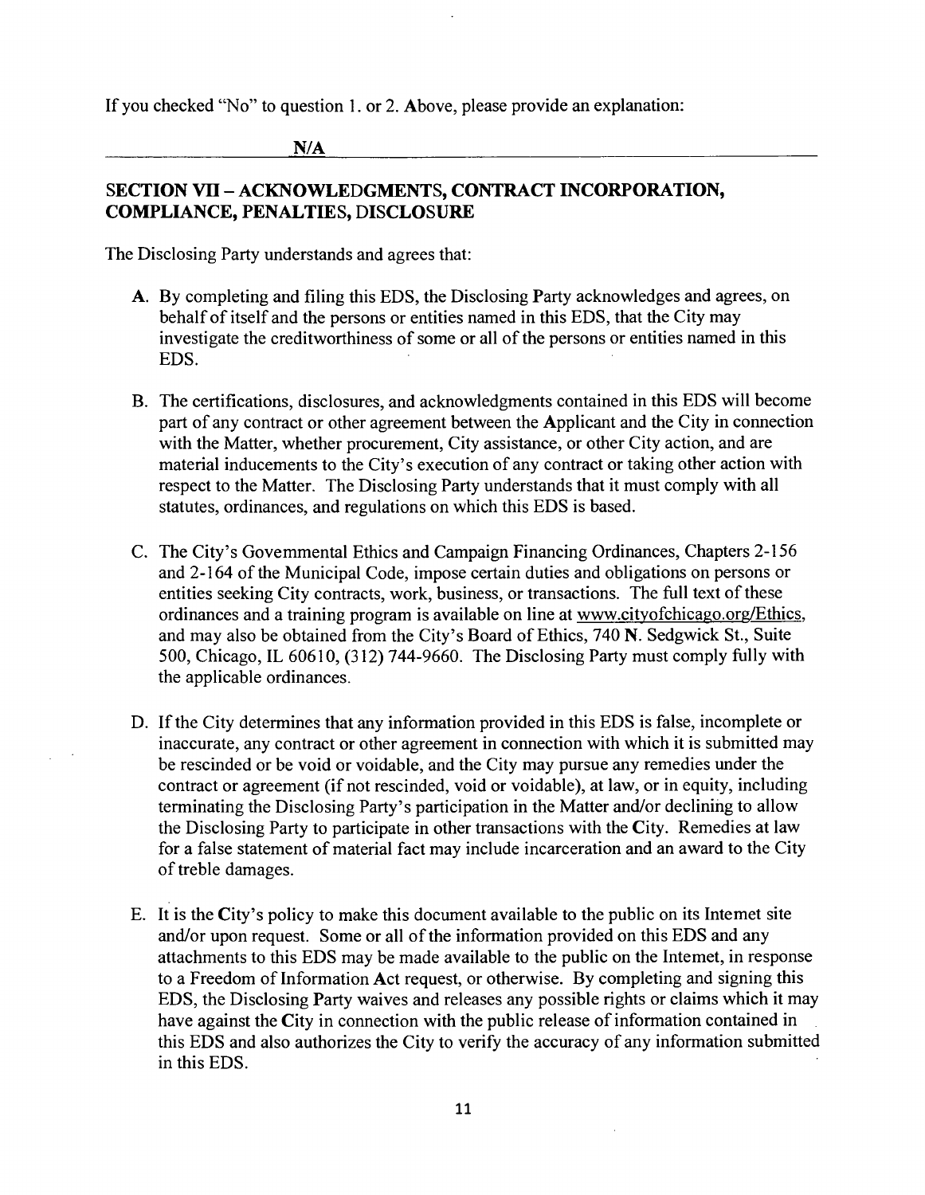If you checked "No" to question 1. or 2. Above, please provide an explanation:

N/A

## SECTION VII – ACKNOWLEDGMENTS, CONTRACT INCORPORATION, COMPLIANCE, PENALTIES, DISCLOSURE

The Disclosing Party understands and agrees that:

A. By completing and filing this EDS, the Disclosing Party acknowledges and agrees, on behalf of itself and the persons or entities named in this EDS, that the City may investigate the creditworthiness of some or all of the persons or entities named in this EDS.

B. The certifications, disclosures, and acknowledgments contained in this EDS will become part of any contract or other agreement between the Applicant and the City in connection with the Matter, whether procurement, City assistance, or other City action, and are material inducements to the City's execution of any contract or taking other action with respect to the Matter. The Disclosing Party understands that it must comply with all statutes, ordinances, and regulations on which this EDS is based.

C. The City's Governmental Ethics and Campaign Financing Ordinances, Chapters 2-156 and 2-164 of the Municipal Code, impose certain duties and obligations on persons or entities seeking City contracts, work, business, or transactions. The full text of these ordinances and a training program is available on line at www.cityofchicago.org/Ethics, and may also be obtained from the City's Board of Ethics, 740 N. Sedgwick St., Suite 500, Chicago, IL 60610, (312) 744-9660. The Disclosing Party must comply fully with the applicable ordinances.

D. If the City determines that any information provided in this EDS is false, incomplete or inaccurate, any contract or other agreement in connection with which it is submitted may be rescinded or be void or voidable, and the City may pursue any remedies under the contract or agreement (if not rescinded, void or voidable), at law, or in equity, including terminating the Disclosing Party's participation in the Matter and/or declining to allow the Disclosing Party to participate in other transactions with the City. Remedies at law for a false statement of material fact may include incarceration and an award to the City of treble damages.

E. It is the City's policy to make this document available to the public on its Internet site and/or upon request. Some or all of the information provided on this EDS and any attachments to this EDS may be made available to the public on the Internet, in response to a Freedom of Information Act request, or otherwise. By completing and signing this EDS, the Disclosing Party waives and releases any possible rights or claims which it may have against the City in connection with the public release of information contained in this EDS and also authorizes the City to verify the accuracy of any information submitted in this EDS.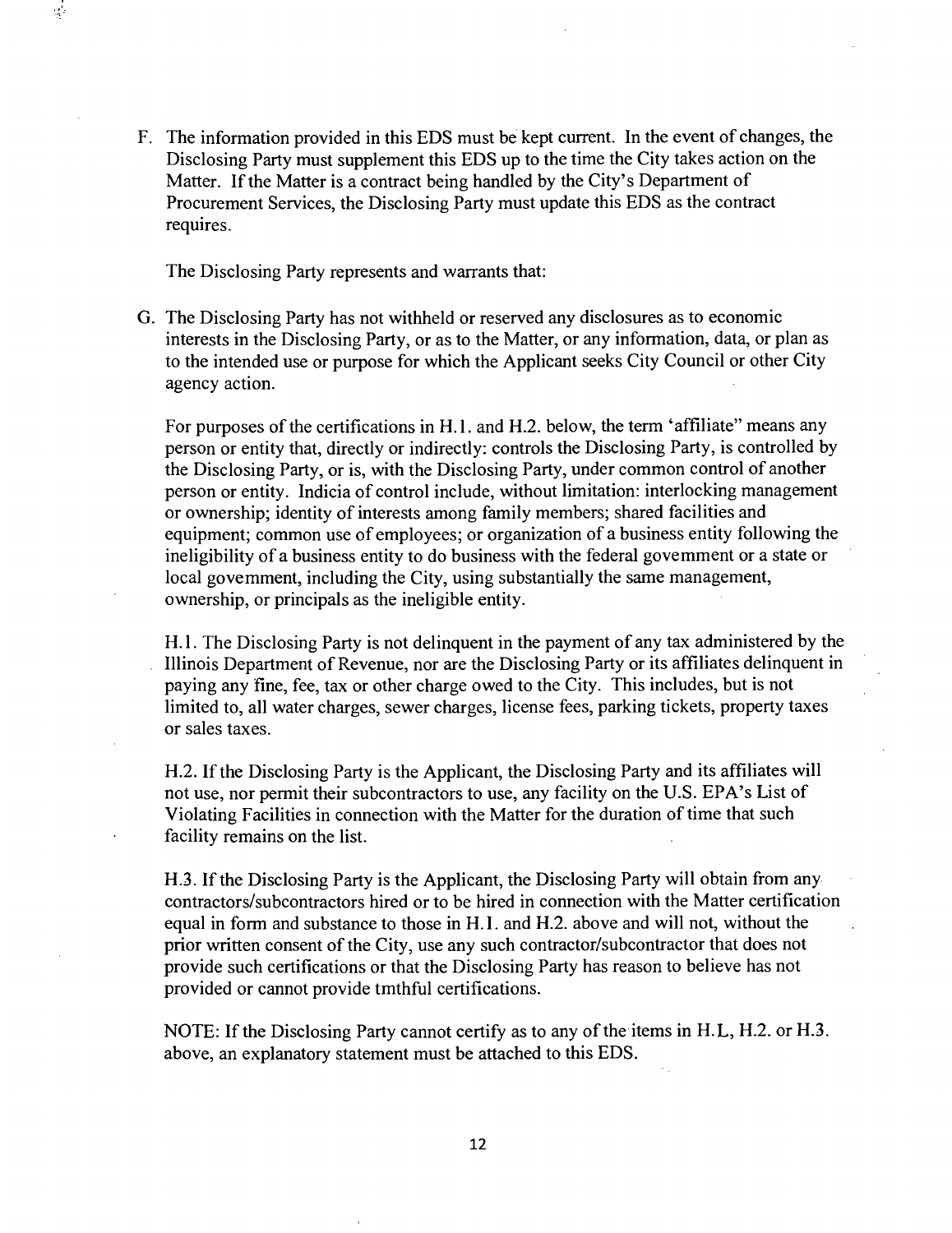F. The information provided in this EDS must be kept current. In the event of changes, the Disclosing Party must supplement this EDS up to the time the City takes action on the Matter. If the Matter is a contract being handled by the City's Department of Procurement Services, the Disclosing Party must update this EDS as the contract requires.

The Disclosing Party represents and warrants that:

G. The Disclosing Party has not withheld or reserved any disclosures as to economic interests in the Disclosing Party, or as to the Matter, or any information, data, or plan as to the intended use or purpose for which the Applicant seeks City Council or other City agency action.

For purposes of the certifications in H.1. and H.2. below, the term 'affiliate" means any person or entity that, directly or indirectly: controls the Disclosing Party, is controlled by the Disclosing Party, or is, with the Disclosing Party, under common control of another person or entity. Indicia of control include, without limitation: interlocking management or ownership; identity of interests among family members; shared facilities and equipment; common use of employees; or organization of a business entity following the ineligibility of a business entity to do business with the federal govemment or a state or local govemment, including the City, using substantially the same management, ownership, or principals as the ineligible entity.

H.1. The Disclosing Party is not delinquent in the payment of any tax administered by the Illinois Department of Revenue, nor are the Disclosing Party or its affiliates delinquent in paying any fine, fee, tax or other charge owed to the City. This includes, but is not limited to, all water charges, sewer charges, license fees, parking tickets, property taxes or sales taxes.

H.2. If the Disclosing Party is the Applicant, the Disclosing Party and its affiliates will not use, nor permit their subcontractors to use, any facility on the U.S. EPA's List of Violating Facilities in connection with the Matter for the duration of time that such facility remains on the list.

H.3. If the Disclosing Party is the Applicant, the Disclosing Party will obtain from any contractors/subcontractors hired or to be hired in connection with the Matter certification equal in form and substance to those in H.1. and H.2. above and will not, without the prior written consent of the City, use any such contractor/subcontractor that does not provide such certifications or that the Disclosing Party has reason to believe has not provided or cannot provide tmthful certifications.

NOTE: If the Disclosing Party cannot certify as to any of the items in H.L, H.2. or H.3. above, an explanatory statement must be attached to this EDS.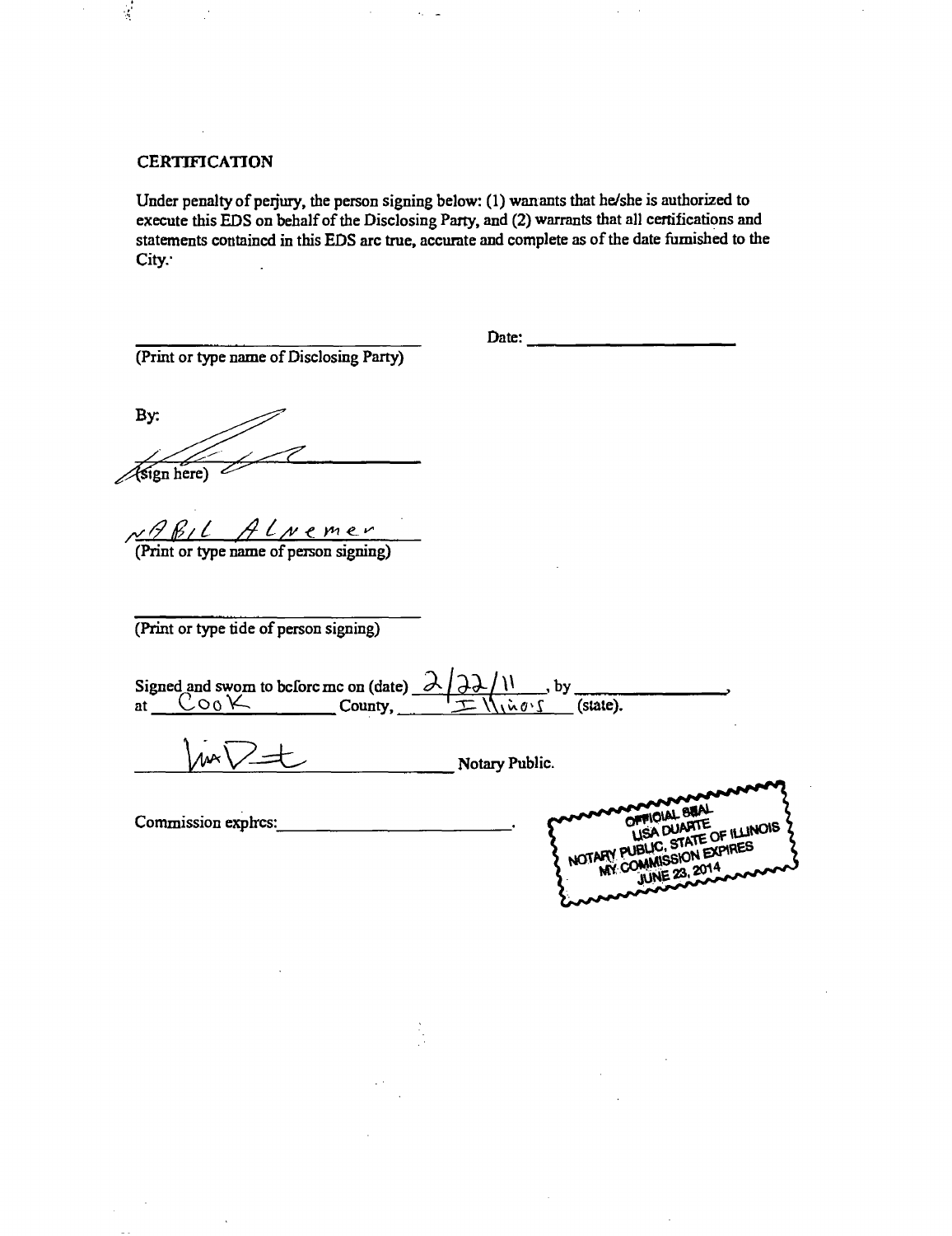## CERTIFICATION

Under penalty of perjury, the person signing below: (1) wanants that he/she is authorized to execute this EDS on behalf of the Disclosing Party, and (2) warrants that all certifications and statements contained in this EDS arc true, accurate and complete as of the date furnished to the City.

\_\_\_\_\_\_\_\_\_\_\_\_\_\_\_\_\_\_\_\_\_\_\_\_\_\_\_\_ Date: \_\_\_\_\_\_\_\_\_\_\_\_\_\_\_\_\_\_\_\_

(Print or type name of Disclosing Party)

By: [signature]

(sign here)

NABIL Alnemer

(Print or type name of person signing)

\_\_\_\_\_\_\_\_\_\_\_\_\_\_\_\_\_\_\_\_\_\_\_\_\_\_\_\_

(Print or type tide of person signing)

Signed and swom to bcforc mc on (date) 2/22/11, by \_\_\_\_\_\_\_\_\_\_\_\_\_\_,
at Cook County, Illinois (state).

[signature] Notary Public.

Commission explrcs: \_\_\_\_\_\_\_\_\_\_\_\_\_\_\_\_\_\_\_\_\_\_.

OFFICIAL SEAL
LISA DUARTE
NOTARY PUBLIC, STATE OF ILLINOIS
MY COMMISSION EXPIRES
JUNE 23, 2014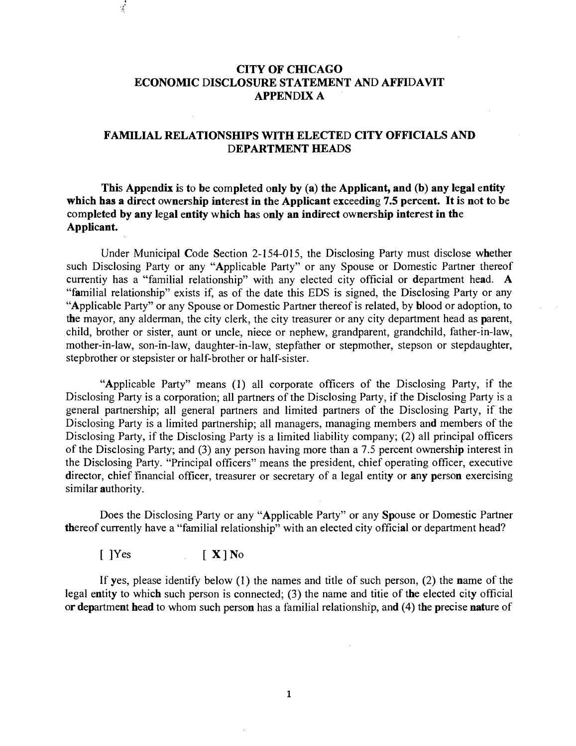# CITY OF CHICAGO
# ECONOMIC DISCLOSURE STATEMENT AND AFFIDAVIT
# APPENDIX A

## FAMILIAL RELATIONSHIPS WITH ELECTED CITY OFFICIALS AND DEPARTMENT HEADS

**This Appendix is to be completed only by (a) the Applicant, and (b) any legal entity which has a direct ownership interest in the Applicant exceeding 7.5 percent. It is not to be completed by any legal entity which has only an indirect ownership interest in the Applicant.**

Under Municipal Code Section 2-154-015, the Disclosing Party must disclose whether such Disclosing Party or any "Applicable Party" or any Spouse or Domestic Partner thereof currentiy has a "familial relationship" with any elected city official or department head. A "familial relationship" exists if, as of the date this EDS is signed, the Disclosing Party or any "Applicable Party" or any Spouse or Domestic Partner thereof is related, by blood or adoption, to the mayor, any alderman, the city clerk, the city treasurer or any city department head as parent, child, brother or sister, aunt or uncle, niece or nephew, grandparent, grandchild, father-in-law, mother-in-law, son-in-law, daughter-in-law, stepfather or stepmother, stepson or stepdaughter, stepbrother or stepsister or half-brother or half-sister.

"Applicable Party" means (1) all corporate officers of the Disclosing Party, if the Disclosing Party is a corporation; all partners of the Disclosing Party, if the Disclosing Party is a general partnership; all general partners and limited partners of the Disclosing Party, if the Disclosing Party is a limited partnership; all managers, managing members and members of the Disclosing Party, if the Disclosing Party is a limited liability company; (2) all principal officers of the Disclosing Party; and (3) any person having more than a 7.5 percent ownership interest in the Disclosing Party. "Principal officers" means the president, chief operating officer, executive director, chief financial officer, treasurer or secretary of a legal entity or any person exercising similar authority.

Does the Disclosing Party or any "Applicable Party" or any Spouse or Domestic Partner thereof currently have a "familial relationship" with an elected city official or department head?

[ ]Yes [ **X** ] No

If yes, please identify below (1) the names and title of such person, (2) the name of the legal entity to which such person is connected; (3) the name and titie of the elected city official or department head to whom such person has a familial relationship, and (4) the precise nature of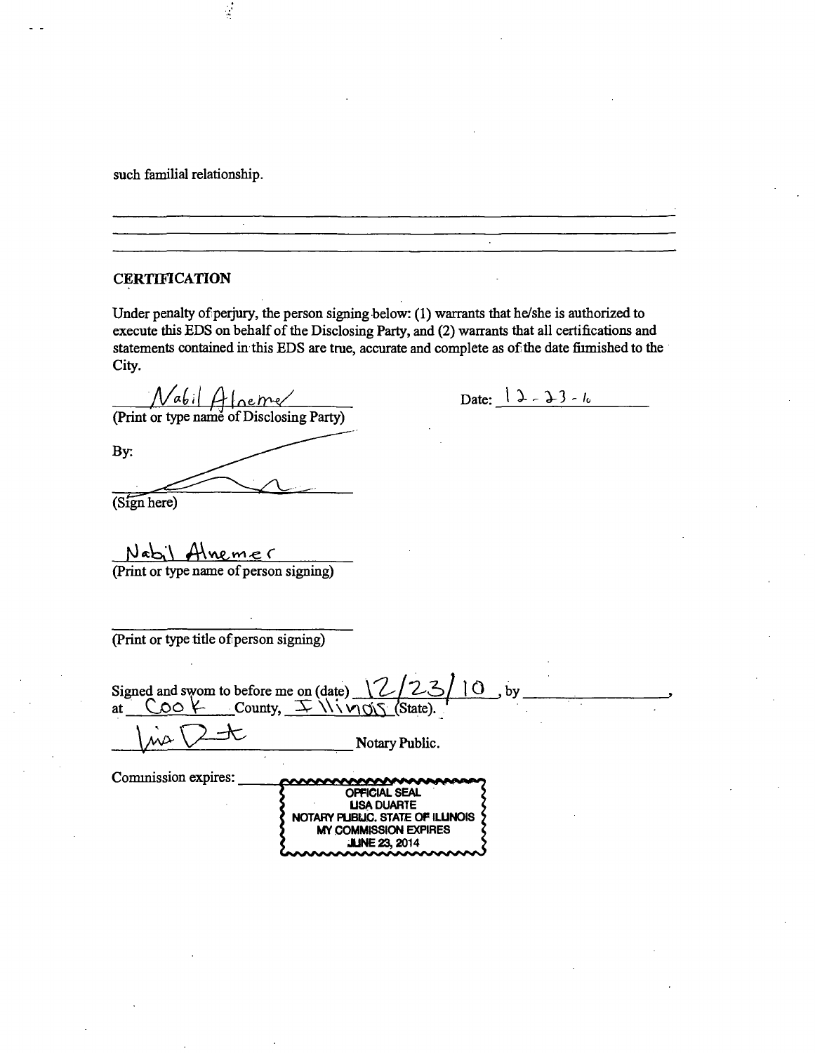such familial relationship.

---

---

---

## CERTIFICATION

Under penalty of perjury, the person signing below: (1) warrants that he/she is authorized to execute this EDS on behalf of the Disclosing Party, and (2) warrants that all certifications and statements contained in this EDS are true, accurate and complete as of the date furnished to the City.

Nabil Alnemer
(Print or type name of Disclosing Party)

Date: 12-23-10

By:

[signature]
(Sign here)

Nabil Alnemer
(Print or type name of person signing)

\_\_\_\_\_\_\_\_\_\_\_\_\_\_\_\_\_\_\_\_
(Print or type title of person signing)

Signed and sworn to before me on (date) 12/23/10, by \_\_\_\_\_\_\_\_\_\_\_\_\_\_\_\_,
at Cook County, Illinois (State).

[signature] Notary Public.

Commission expires: \_\_\_\_\_\_\_\_

OFFICIAL SEAL
LISA DUARTE
NOTARY PUBLIC, STATE OF ILLINOIS
MY COMMISSION EXPIRES
JUNE 23, 2014